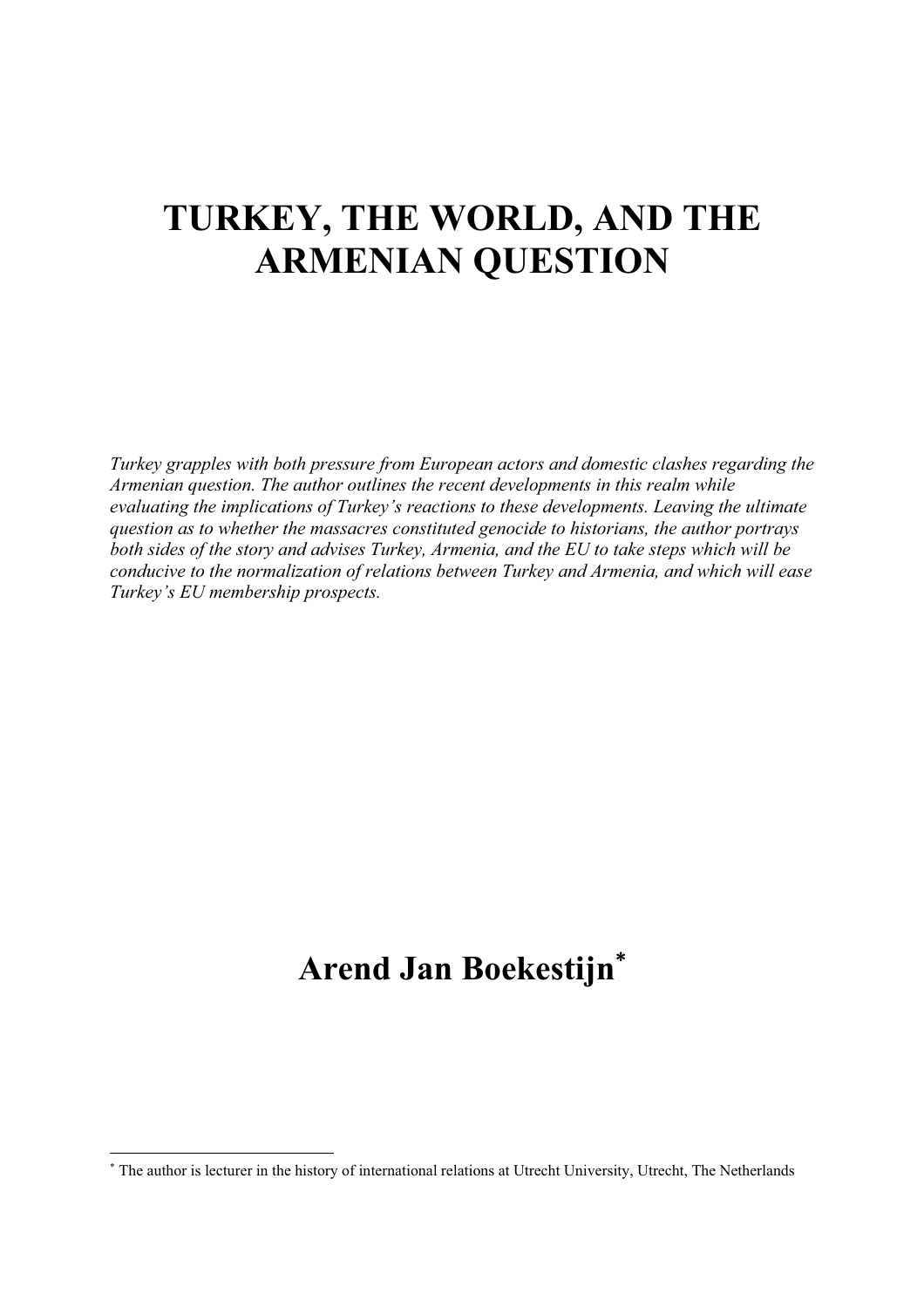# TURKEY, THE WORLD, AND THE ARMENIAN QUESTION

*Turkey grapples with both pressure from European actors and domestic clashes regarding the Armenian question. The author outlines the recent developments in this realm while evaluating the implications of Turkey's reactions to these developments. Leaving the ultimate question as to whether the massacres constituted genocide to historians, the author portrays both sides of the story and advises Turkey, Armenia, and the EU to take steps which will be conducive to the normalization of relations between Turkey and Armenia, and which will ease Turkey's EU membership prospects.*

## Arend Jan Boekestijn*

* The author is lecturer in the history of international relations at Utrecht University, Utrecht, The Netherlands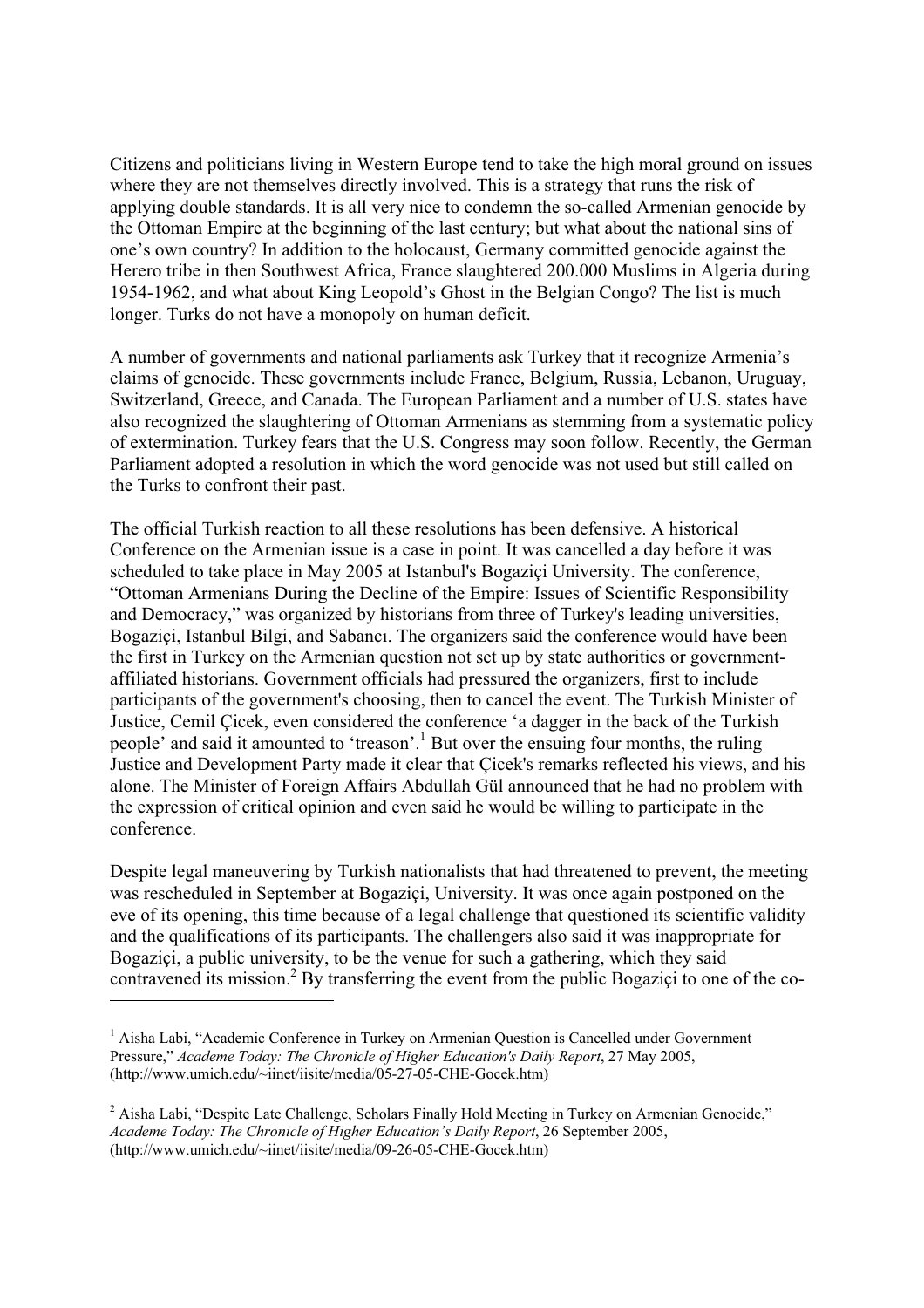Citizens and politicians living in Western Europe tend to take the high moral ground on issues where they are not themselves directly involved. This is a strategy that runs the risk of applying double standards. It is all very nice to condemn the so-called Armenian genocide by the Ottoman Empire at the beginning of the last century; but what about the national sins of one's own country? In addition to the holocaust, Germany committed genocide against the Herero tribe in then Southwest Africa, France slaughtered 200.000 Muslims in Algeria during 1954-1962, and what about King Leopold's Ghost in the Belgian Congo? The list is much longer. Turks do not have a monopoly on human deficit.

A number of governments and national parliaments ask Turkey that it recognize Armenia's claims of genocide. These governments include France, Belgium, Russia, Lebanon, Uruguay, Switzerland, Greece, and Canada. The European Parliament and a number of U.S. states have also recognized the slaughtering of Ottoman Armenians as stemming from a systematic policy of extermination. Turkey fears that the U.S. Congress may soon follow. Recently, the German Parliament adopted a resolution in which the word genocide was not used but still called on the Turks to confront their past.

The official Turkish reaction to all these resolutions has been defensive. A historical Conference on the Armenian issue is a case in point. It was cancelled a day before it was scheduled to take place in May 2005 at Istanbul's Bogaziçi University. The conference, "Ottoman Armenians During the Decline of the Empire: Issues of Scientific Responsibility and Democracy," was organized by historians from three of Turkey's leading universities, Bogaziçi, Istanbul Bilgi, and Sabancı. The organizers said the conference would have been the first in Turkey on the Armenian question not set up by state authorities or government-affiliated historians. Government officials had pressured the organizers, first to include participants of the government's choosing, then to cancel the event. The Turkish Minister of Justice, Cemil Çicek, even considered the conference 'a dagger in the back of the Turkish people' and said it amounted to 'treason'.[1] But over the ensuing four months, the ruling Justice and Development Party made it clear that Çicek's remarks reflected his views, and his alone. The Minister of Foreign Affairs Abdullah Gül announced that he had no problem with the expression of critical opinion and even said he would be willing to participate in the conference.

Despite legal maneuvering by Turkish nationalists that had threatened to prevent, the meeting was rescheduled in September at Bogaziçi, University. It was once again postponed on the eve of its opening, this time because of a legal challenge that questioned its scientific validity and the qualifications of its participants. The challengers also said it was inappropriate for Bogaziçi, a public university, to be the venue for such a gathering, which they said contravened its mission.[2] By transferring the event from the public Bogaziçi to one of the co-

---

[1] Aisha Labi, "Academic Conference in Turkey on Armenian Question is Cancelled under Government Pressure," *Academe Today: The Chronicle of Higher Education's Daily Report*, 27 May 2005, (http://www.umich.edu/~iinet/iisite/media/05-27-05-CHE-Gocek.htm)

[2] Aisha Labi, "Despite Late Challenge, Scholars Finally Hold Meeting in Turkey on Armenian Genocide," *Academe Today: The Chronicle of Higher Education's Daily Report*, 26 September 2005, (http://www.umich.edu/~iinet/iisite/media/09-26-05-CHE-Gocek.htm)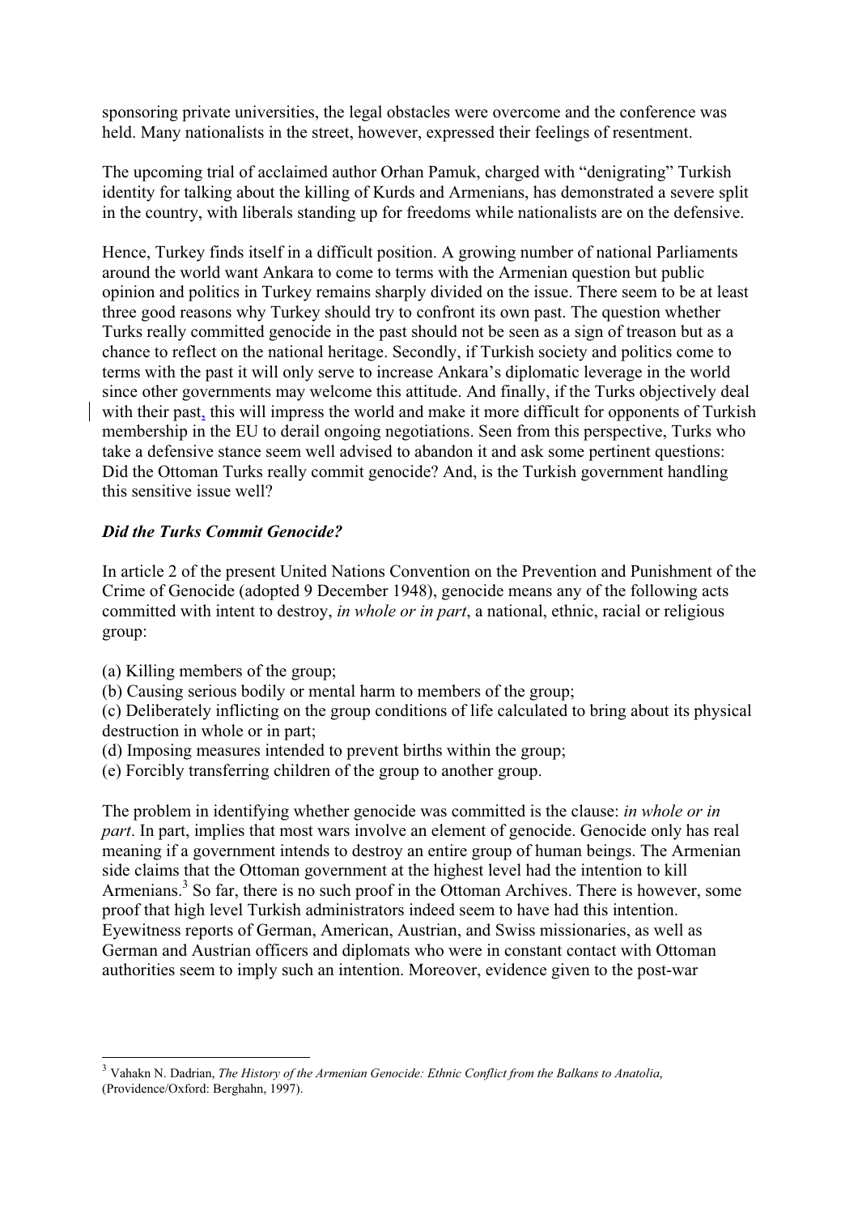sponsoring private universities, the legal obstacles were overcome and the conference was held. Many nationalists in the street, however, expressed their feelings of resentment.

The upcoming trial of acclaimed author Orhan Pamuk, charged with "denigrating" Turkish identity for talking about the killing of Kurds and Armenians, has demonstrated a severe split in the country, with liberals standing up for freedoms while nationalists are on the defensive.

Hence, Turkey finds itself in a difficult position. A growing number of national Parliaments around the world want Ankara to come to terms with the Armenian question but public opinion and politics in Turkey remains sharply divided on the issue. There seem to be at least three good reasons why Turkey should try to confront its own past. The question whether Turks really committed genocide in the past should not be seen as a sign of treason but as a chance to reflect on the national heritage. Secondly, if Turkish society and politics come to terms with the past it will only serve to increase Ankara's diplomatic leverage in the world since other governments may welcome this attitude. And finally, if the Turks objectively deal with their past, this will impress the world and make it more difficult for opponents of Turkish membership in the EU to derail ongoing negotiations. Seen from this perspective, Turks who take a defensive stance seem well advised to abandon it and ask some pertinent questions: Did the Ottoman Turks really commit genocide? And, is the Turkish government handling this sensitive issue well?

### *Did the Turks Commit Genocide?*

In article 2 of the present United Nations Convention on the Prevention and Punishment of the Crime of Genocide (adopted 9 December 1948), genocide means any of the following acts committed with intent to destroy, *in whole or in part*, a national, ethnic, racial or religious group:

(a) Killing members of the group;
(b) Causing serious bodily or mental harm to members of the group;
(c) Deliberately inflicting on the group conditions of life calculated to bring about its physical destruction in whole or in part;
(d) Imposing measures intended to prevent births within the group;
(e) Forcibly transferring children of the group to another group.

The problem in identifying whether genocide was committed is the clause: *in whole or in part*. In part, implies that most wars involve an element of genocide. Genocide only has real meaning if a government intends to destroy an entire group of human beings. The Armenian side claims that the Ottoman government at the highest level had the intention to kill Armenians.[3] So far, there is no such proof in the Ottoman Archives. There is however, some proof that high level Turkish administrators indeed seem to have had this intention. Eyewitness reports of German, American, Austrian, and Swiss missionaries, as well as German and Austrian officers and diplomats who were in constant contact with Ottoman authorities seem to imply such an intention. Moreover, evidence given to the post-war

---

[3] Vahakn N. Dadrian, *The History of the Armenian Genocide: Ethnic Conflict from the Balkans to Anatolia*, (Providence/Oxford: Berghahn, 1997).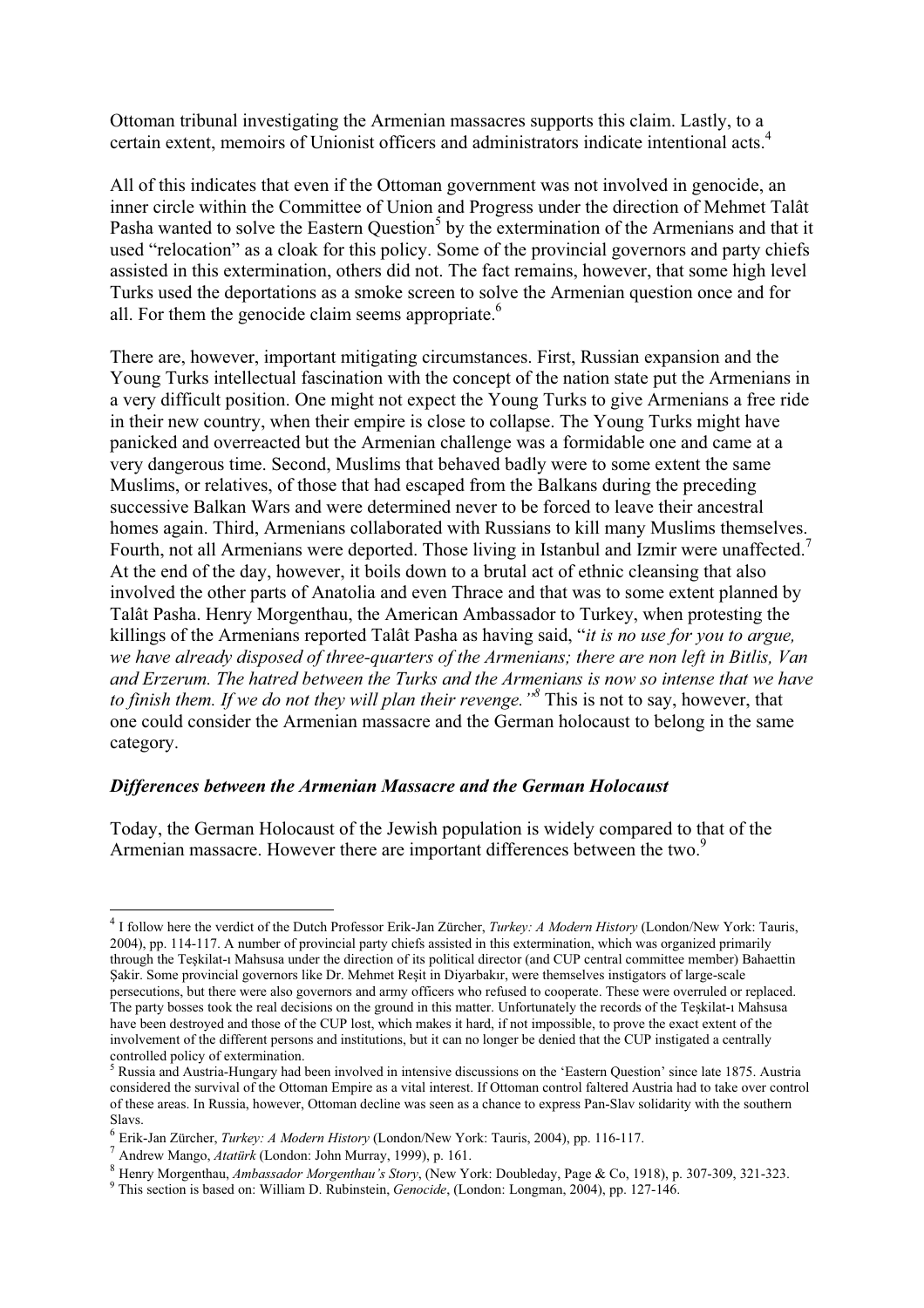Ottoman tribunal investigating the Armenian massacres supports this claim. Lastly, to a certain extent, memoirs of Unionist officers and administrators indicate intentional acts.[4]

All of this indicates that even if the Ottoman government was not involved in genocide, an inner circle within the Committee of Union and Progress under the direction of Mehmet Talât Pasha wanted to solve the Eastern Question[5] by the extermination of the Armenians and that it used "relocation" as a cloak for this policy. Some of the provincial governors and party chiefs assisted in this extermination, others did not. The fact remains, however, that some high level Turks used the deportations as a smoke screen to solve the Armenian question once and for all. For them the genocide claim seems appropriate.[6]

There are, however, important mitigating circumstances. First, Russian expansion and the Young Turks intellectual fascination with the concept of the nation state put the Armenians in a very difficult position. One might not expect the Young Turks to give Armenians a free ride in their new country, when their empire is close to collapse. The Young Turks might have panicked and overreacted but the Armenian challenge was a formidable one and came at a very dangerous time. Second, Muslims that behaved badly were to some extent the same Muslims, or relatives, of those that had escaped from the Balkans during the preceding successive Balkan Wars and were determined never to be forced to leave their ancestral homes again. Third, Armenians collaborated with Russians to kill many Muslims themselves. Fourth, not all Armenians were deported. Those living in Istanbul and Izmir were unaffected.[7] At the end of the day, however, it boils down to a brutal act of ethnic cleansing that also involved the other parts of Anatolia and even Thrace and that was to some extent planned by Talât Pasha. Henry Morgenthau, the American Ambassador to Turkey, when protesting the killings of the Armenians reported Talât Pasha as having said, "*it is no use for you to argue, we have already disposed of three-quarters of the Armenians; there are non left in Bitlis, Van and Erzerum. The hatred between the Turks and the Armenians is now so intense that we have to finish them. If we do not they will plan their revenge."*[8] This is not to say, however, that one could consider the Armenian massacre and the German holocaust to belong in the same category.

### *Differences between the Armenian Massacre and the German Holocaust*

Today, the German Holocaust of the Jewish population is widely compared to that of the Armenian massacre. However there are important differences between the two.[9]

---

[4] I follow here the verdict of the Dutch Professor Erik-Jan Zürcher, *Turkey: A Modern History* (London/New York: Tauris, 2004), pp. 114-117. A number of provincial party chiefs assisted in this extermination, which was organized primarily through the Teşkilat-ı Mahsusa under the direction of its political director (and CUP central committee member) Bahaettin Şakir. Some provincial governors like Dr. Mehmet Reşit in Diyarbakır, were themselves instigators of large-scale persecutions, but there were also governors and army officers who refused to cooperate. These were overruled or replaced. The party bosses took the real decisions on the ground in this matter. Unfortunately the records of the Teşkilat-ı Mahsusa have been destroyed and those of the CUP lost, which makes it hard, if not impossible, to prove the exact extent of the involvement of the different persons and institutions, but it can no longer be denied that the CUP instigated a centrally controlled policy of extermination.

[5] Russia and Austria-Hungary had been involved in intensive discussions on the 'Eastern Question' since late 1875. Austria considered the survival of the Ottoman Empire as a vital interest. If Ottoman control faltered Austria had to take over control of these areas. In Russia, however, Ottoman decline was seen as a chance to express Pan-Slav solidarity with the southern Slavs.

[6] Erik-Jan Zürcher, *Turkey: A Modern History* (London/New York: Tauris, 2004), pp. 116-117.

[7] Andrew Mango, *Atatürk* (London: John Murray, 1999), p. 161.

[8] Henry Morgenthau, *Ambassador Morgenthau's Story*, (New York: Doubleday, Page & Co, 1918), p. 307-309, 321-323.

[9] This section is based on: William D. Rubinstein, *Genocide*, (London: Longman, 2004), pp. 127-146.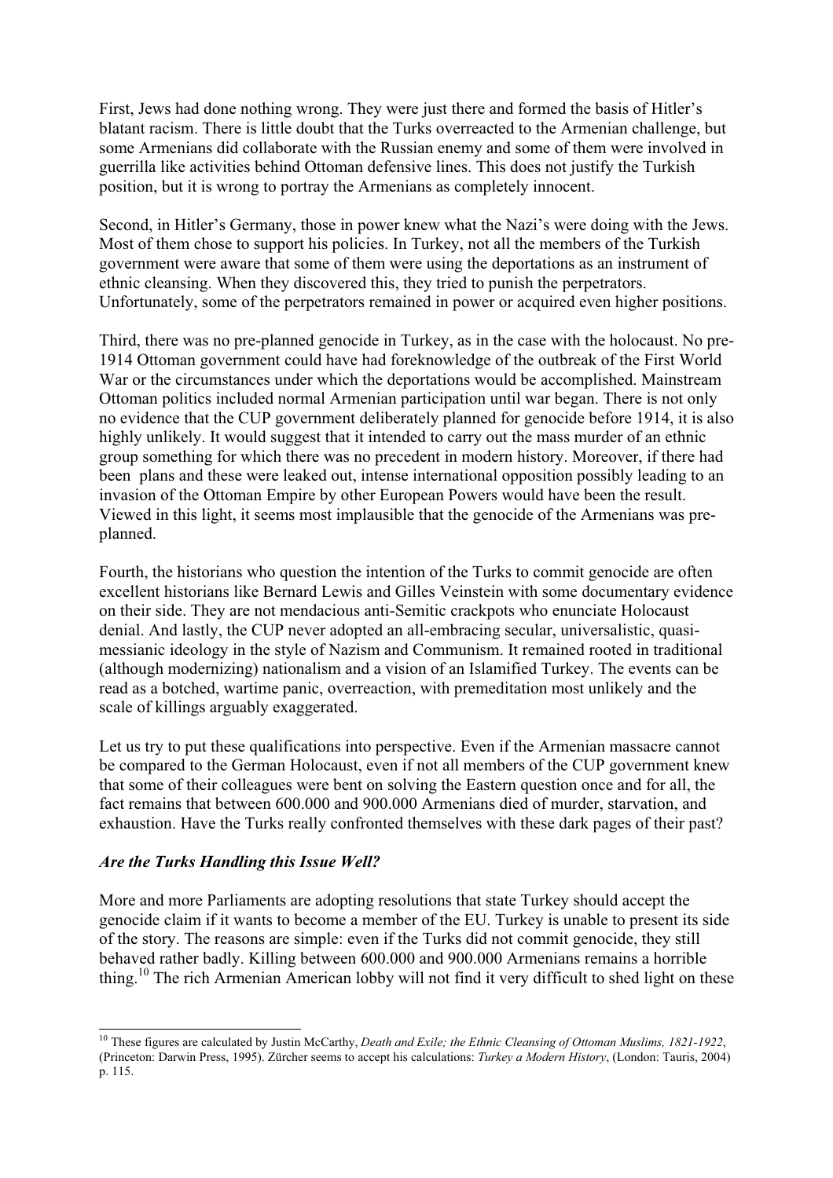First, Jews had done nothing wrong. They were just there and formed the basis of Hitler's blatant racism. There is little doubt that the Turks overreacted to the Armenian challenge, but some Armenians did collaborate with the Russian enemy and some of them were involved in guerrilla like activities behind Ottoman defensive lines. This does not justify the Turkish position, but it is wrong to portray the Armenians as completely innocent.

Second, in Hitler's Germany, those in power knew what the Nazi's were doing with the Jews. Most of them chose to support his policies. In Turkey, not all the members of the Turkish government were aware that some of them were using the deportations as an instrument of ethnic cleansing. When they discovered this, they tried to punish the perpetrators. Unfortunately, some of the perpetrators remained in power or acquired even higher positions.

Third, there was no pre-planned genocide in Turkey, as in the case with the holocaust. No pre-1914 Ottoman government could have had foreknowledge of the outbreak of the First World War or the circumstances under which the deportations would be accomplished. Mainstream Ottoman politics included normal Armenian participation until war began. There is not only no evidence that the CUP government deliberately planned for genocide before 1914, it is also highly unlikely. It would suggest that it intended to carry out the mass murder of an ethnic group something for which there was no precedent in modern history. Moreover, if there had been plans and these were leaked out, intense international opposition possibly leading to an invasion of the Ottoman Empire by other European Powers would have been the result. Viewed in this light, it seems most implausible that the genocide of the Armenians was pre-planned.

Fourth, the historians who question the intention of the Turks to commit genocide are often excellent historians like Bernard Lewis and Gilles Veinstein with some documentary evidence on their side. They are not mendacious anti-Semitic crackpots who enunciate Holocaust denial. And lastly, the CUP never adopted an all-embracing secular, universalistic, quasi-messianic ideology in the style of Nazism and Communism. It remained rooted in traditional (although modernizing) nationalism and a vision of an Islamified Turkey. The events can be read as a botched, wartime panic, overreaction, with premeditation most unlikely and the scale of killings arguably exaggerated.

Let us try to put these qualifications into perspective. Even if the Armenian massacre cannot be compared to the German Holocaust, even if not all members of the CUP government knew that some of their colleagues were bent on solving the Eastern question once and for all, the fact remains that between 600.000 and 900.000 Armenians died of murder, starvation, and exhaustion. Have the Turks really confronted themselves with these dark pages of their past?

### *Are the Turks Handling this Issue Well?*

More and more Parliaments are adopting resolutions that state Turkey should accept the genocide claim if it wants to become a member of the EU. Turkey is unable to present its side of the story. The reasons are simple: even if the Turks did not commit genocide, they still behaved rather badly. Killing between 600.000 and 900.000 Armenians remains a horrible thing.[10] The rich Armenian American lobby will not find it very difficult to shed light on these

---

[10] These figures are calculated by Justin McCarthy, *Death and Exile; the Ethnic Cleansing of Ottoman Muslims, 1821-1922*, (Princeton: Darwin Press, 1995). Zürcher seems to accept his calculations: *Turkey a Modern History*, (London: Tauris, 2004) p. 115.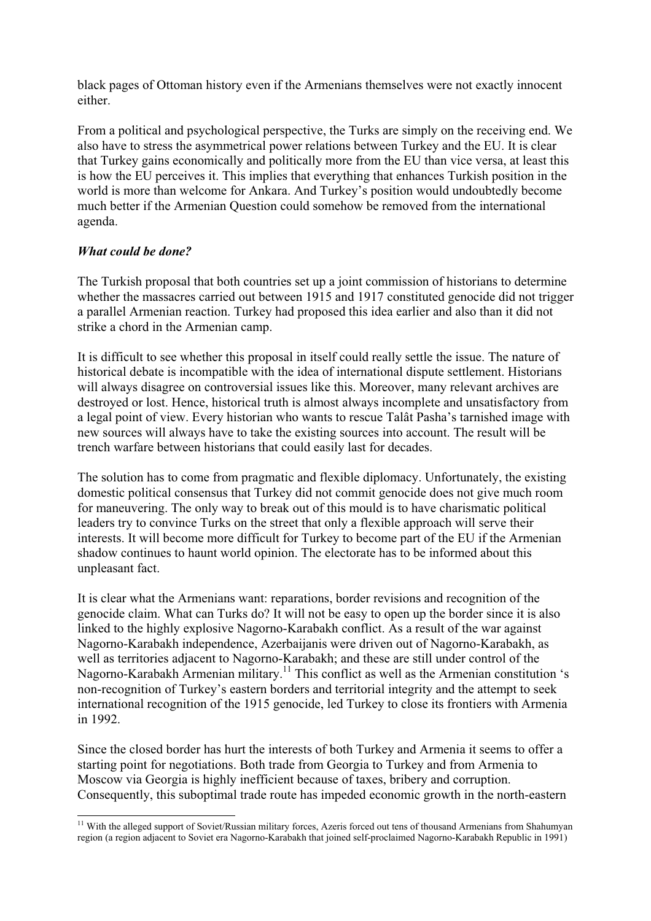black pages of Ottoman history even if the Armenians themselves were not exactly innocent either.

From a political and psychological perspective, the Turks are simply on the receiving end. We also have to stress the asymmetrical power relations between Turkey and the EU. It is clear that Turkey gains economically and politically more from the EU than vice versa, at least this is how the EU perceives it. This implies that everything that enhances Turkish position in the world is more than welcome for Ankara. And Turkey's position would undoubtedly become much better if the Armenian Question could somehow be removed from the international agenda.

***What could be done?***

The Turkish proposal that both countries set up a joint commission of historians to determine whether the massacres carried out between 1915 and 1917 constituted genocide did not trigger a parallel Armenian reaction. Turkey had proposed this idea earlier and also than it did not strike a chord in the Armenian camp.

It is difficult to see whether this proposal in itself could really settle the issue. The nature of historical debate is incompatible with the idea of international dispute settlement. Historians will always disagree on controversial issues like this. Moreover, many relevant archives are destroyed or lost. Hence, historical truth is almost always incomplete and unsatisfactory from a legal point of view. Every historian who wants to rescue Talât Pasha's tarnished image with new sources will always have to take the existing sources into account. The result will be trench warfare between historians that could easily last for decades.

The solution has to come from pragmatic and flexible diplomacy. Unfortunately, the existing domestic political consensus that Turkey did not commit genocide does not give much room for maneuvering. The only way to break out of this mould is to have charismatic political leaders try to convince Turks on the street that only a flexible approach will serve their interests. It will become more difficult for Turkey to become part of the EU if the Armenian shadow continues to haunt world opinion. The electorate has to be informed about this unpleasant fact.

It is clear what the Armenians want: reparations, border revisions and recognition of the genocide claim. What can Turks do? It will not be easy to open up the border since it is also linked to the highly explosive Nagorno-Karabakh conflict. As a result of the war against Nagorno-Karabakh independence, Azerbaijanis were driven out of Nagorno-Karabakh, as well as territories adjacent to Nagorno-Karabakh; and these are still under control of the Nagorno-Karabakh Armenian military.[11] This conflict as well as the Armenian constitution 's non-recognition of Turkey's eastern borders and territorial integrity and the attempt to seek international recognition of the 1915 genocide, led Turkey to close its frontiers with Armenia in 1992.

Since the closed border has hurt the interests of both Turkey and Armenia it seems to offer a starting point for negotiations. Both trade from Georgia to Turkey and from Armenia to Moscow via Georgia is highly inefficient because of taxes, bribery and corruption. Consequently, this suboptimal trade route has impeded economic growth in the north-eastern

[11] With the alleged support of Soviet/Russian military forces, Azeris forced out tens of thousand Armenians from Shahumyan region (a region adjacent to Soviet era Nagorno-Karabakh that joined self-proclaimed Nagorno-Karabakh Republic in 1991)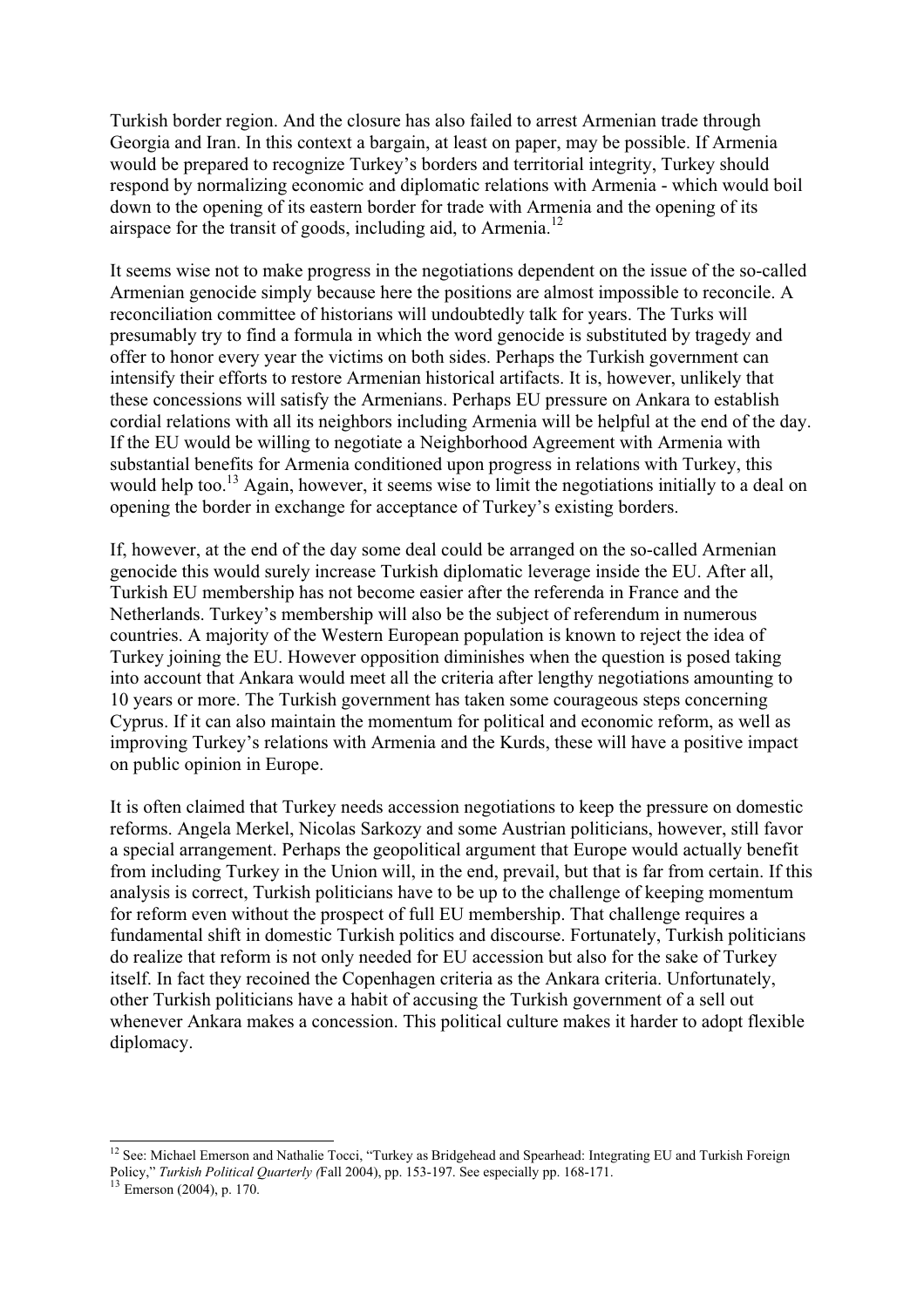Turkish border region. And the closure has also failed to arrest Armenian trade through Georgia and Iran. In this context a bargain, at least on paper, may be possible. If Armenia would be prepared to recognize Turkey's borders and territorial integrity, Turkey should respond by normalizing economic and diplomatic relations with Armenia - which would boil down to the opening of its eastern border for trade with Armenia and the opening of its airspace for the transit of goods, including aid, to Armenia.[12]

It seems wise not to make progress in the negotiations dependent on the issue of the so-called Armenian genocide simply because here the positions are almost impossible to reconcile. A reconciliation committee of historians will undoubtedly talk for years. The Turks will presumably try to find a formula in which the word genocide is substituted by tragedy and offer to honor every year the victims on both sides. Perhaps the Turkish government can intensify their efforts to restore Armenian historical artifacts. It is, however, unlikely that these concessions will satisfy the Armenians. Perhaps EU pressure on Ankara to establish cordial relations with all its neighbors including Armenia will be helpful at the end of the day. If the EU would be willing to negotiate a Neighborhood Agreement with Armenia with substantial benefits for Armenia conditioned upon progress in relations with Turkey, this would help too.[13] Again, however, it seems wise to limit the negotiations initially to a deal on opening the border in exchange for acceptance of Turkey's existing borders.

If, however, at the end of the day some deal could be arranged on the so-called Armenian genocide this would surely increase Turkish diplomatic leverage inside the EU. After all, Turkish EU membership has not become easier after the referenda in France and the Netherlands. Turkey's membership will also be the subject of referendum in numerous countries. A majority of the Western European population is known to reject the idea of Turkey joining the EU. However opposition diminishes when the question is posed taking into account that Ankara would meet all the criteria after lengthy negotiations amounting to 10 years or more. The Turkish government has taken some courageous steps concerning Cyprus. If it can also maintain the momentum for political and economic reform, as well as improving Turkey's relations with Armenia and the Kurds, these will have a positive impact on public opinion in Europe.

It is often claimed that Turkey needs accession negotiations to keep the pressure on domestic reforms. Angela Merkel, Nicolas Sarkozy and some Austrian politicians, however, still favor a special arrangement. Perhaps the geopolitical argument that Europe would actually benefit from including Turkey in the Union will, in the end, prevail, but that is far from certain. If this analysis is correct, Turkish politicians have to be up to the challenge of keeping momentum for reform even without the prospect of full EU membership. That challenge requires a fundamental shift in domestic Turkish politics and discourse. Fortunately, Turkish politicians do realize that reform is not only needed for EU accession but also for the sake of Turkey itself. In fact they recoined the Copenhagen criteria as the Ankara criteria. Unfortunately, other Turkish politicians have a habit of accusing the Turkish government of a sell out whenever Ankara makes a concession. This political culture makes it harder to adopt flexible diplomacy.

---

[12] See: Michael Emerson and Nathalie Tocci, "Turkey as Bridgehead and Spearhead: Integrating EU and Turkish Foreign Policy," *Turkish Political Quarterly (*Fall 2004), pp. 153-197. See especially pp. 168-171.

[13] Emerson (2004), p. 170.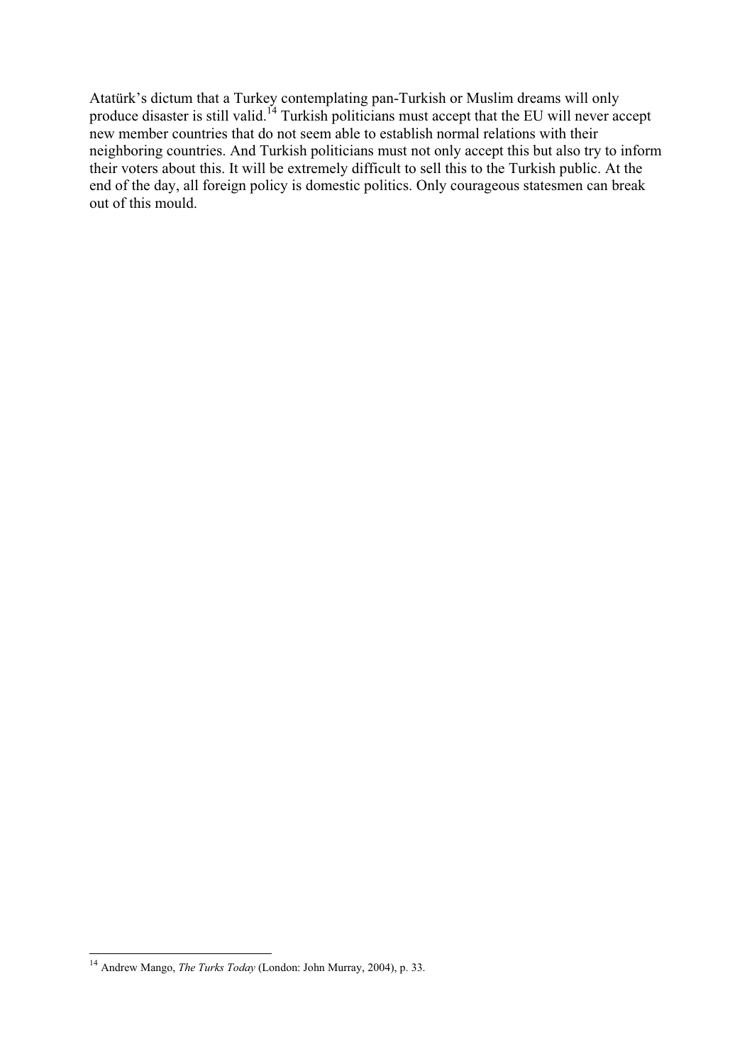Atatürk's dictum that a Turkey contemplating pan-Turkish or Muslim dreams will only produce disaster is still valid.[14] Turkish politicians must accept that the EU will never accept new member countries that do not seem able to establish normal relations with their neighboring countries. And Turkish politicians must not only accept this but also try to inform their voters about this. It will be extremely difficult to sell this to the Turkish public. At the end of the day, all foreign policy is domestic politics. Only courageous statesmen can break out of this mould.

---

[14] Andrew Mango, *The Turks Today* (London: John Murray, 2004), p. 33.